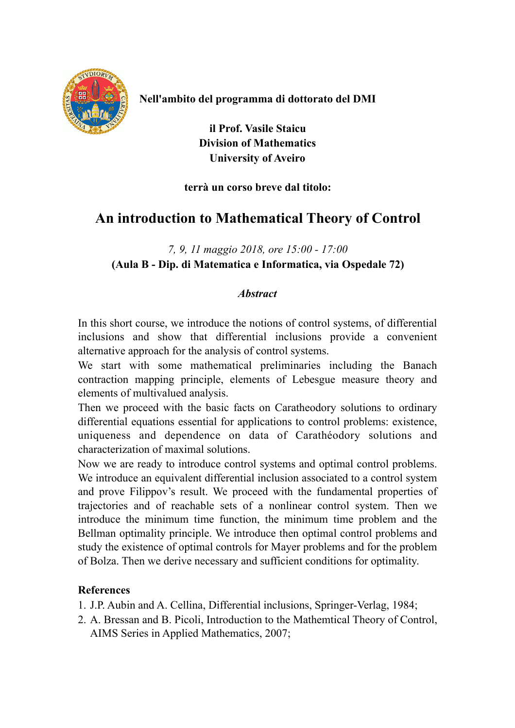**Nell'ambito del programma di dottorato del DMI**

**il Prof. Vasile Staicu**
**Division of Mathematics**
**University of Aveiro**

**terrà un corso breve dal titolo:**

# An introduction to Mathematical Theory of Control

*7, 9, 11 maggio 2018, ore 15:00 - 17:00*
**(Aula B - Dip. di Matematica e Informatica, via Ospedale 72)**

***Abstract***

In this short course, we introduce the notions of control systems, of differential inclusions and show that differential inclusions provide a convenient alternative approach for the analysis of control systems.
We start with some mathematical preliminaries including the Banach contraction mapping principle, elements of Lebesgue measure theory and elements of multivalued analysis.
Then we proceed with the basic facts on Caratheodory solutions to ordinary differential equations essential for applications to control problems: existence, uniqueness and dependence on data of Carathéodory solutions and characterization of maximal solutions.
Now we are ready to introduce control systems and optimal control problems. We introduce an equivalent differential inclusion associated to a control system and prove Filippov's result. We proceed with the fundamental properties of trajectories and of reachable sets of a nonlinear control system. Then we introduce the minimum time function, the minimum time problem and the Bellman optimality principle. We introduce then optimal control problems and study the existence of optimal controls for Mayer problems and for the problem of Bolza. Then we derive necessary and sufficient conditions for optimality.

**References**

1. J.P. Aubin and A. Cellina, Differential inclusions, Springer-Verlag, 1984;
2. A. Bressan and B. Picoli, Introduction to the Mathemtical Theory of Control, AIMS Series in Applied Mathematics, 2007;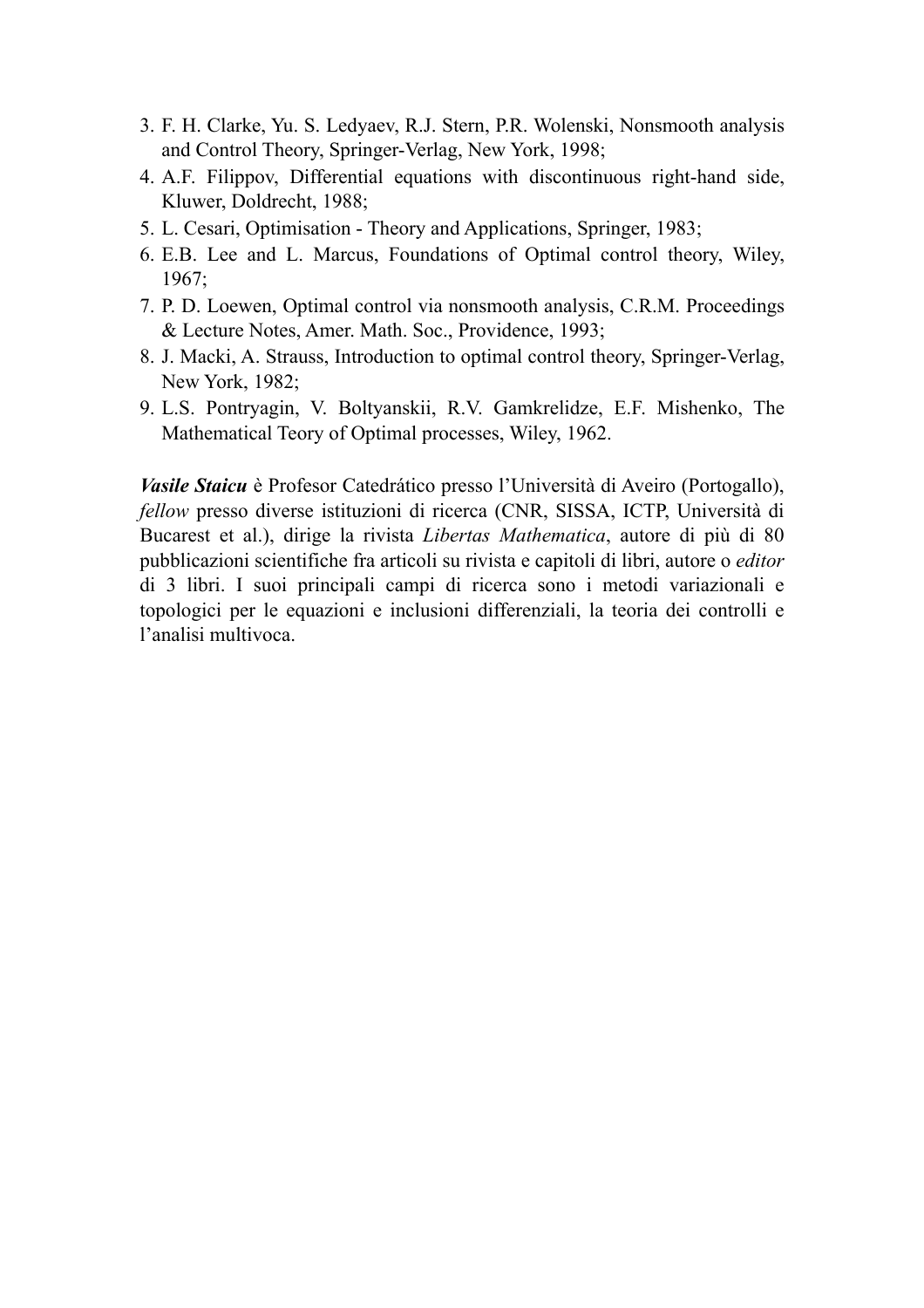3. F. H. Clarke, Yu. S. Ledyaev, R.J. Stern, P.R. Wolenski, Nonsmooth analysis and Control Theory, Springer-Verlag, New York, 1998;
4. A.F. Filippov, Differential equations with discontinuous right-hand side, Kluwer, Doldrecht, 1988;
5. L. Cesari, Optimisation - Theory and Applications, Springer, 1983;
6. E.B. Lee and L. Marcus, Foundations of Optimal control theory, Wiley, 1967;
7. P. D. Loewen, Optimal control via nonsmooth analysis, C.R.M. Proceedings & Lecture Notes, Amer. Math. Soc., Providence, 1993;
8. J. Macki, A. Strauss, Introduction to optimal control theory, Springer-Verlag, New York, 1982;
9. L.S. Pontryagin, V. Boltyanskii, R.V. Gamkrelidze, E.F. Mishenko, The Mathematical Teory of Optimal processes, Wiley, 1962.

***Vasile Staicu*** è Profesor Catedrático presso l'Università di Aveiro (Portogallo), *fellow* presso diverse istituzioni di ricerca (CNR, SISSA, ICTP, Università di Bucarest et al.), dirige la rivista *Libertas Mathematica*, autore di più di 80 pubblicazioni scientifiche fra articoli su rivista e capitoli di libri, autore o *editor* di 3 libri. I suoi principali campi di ricerca sono i metodi variazionali e topologici per le equazioni e inclusioni differenziali, la teoria dei controlli e l'analisi multivoca.